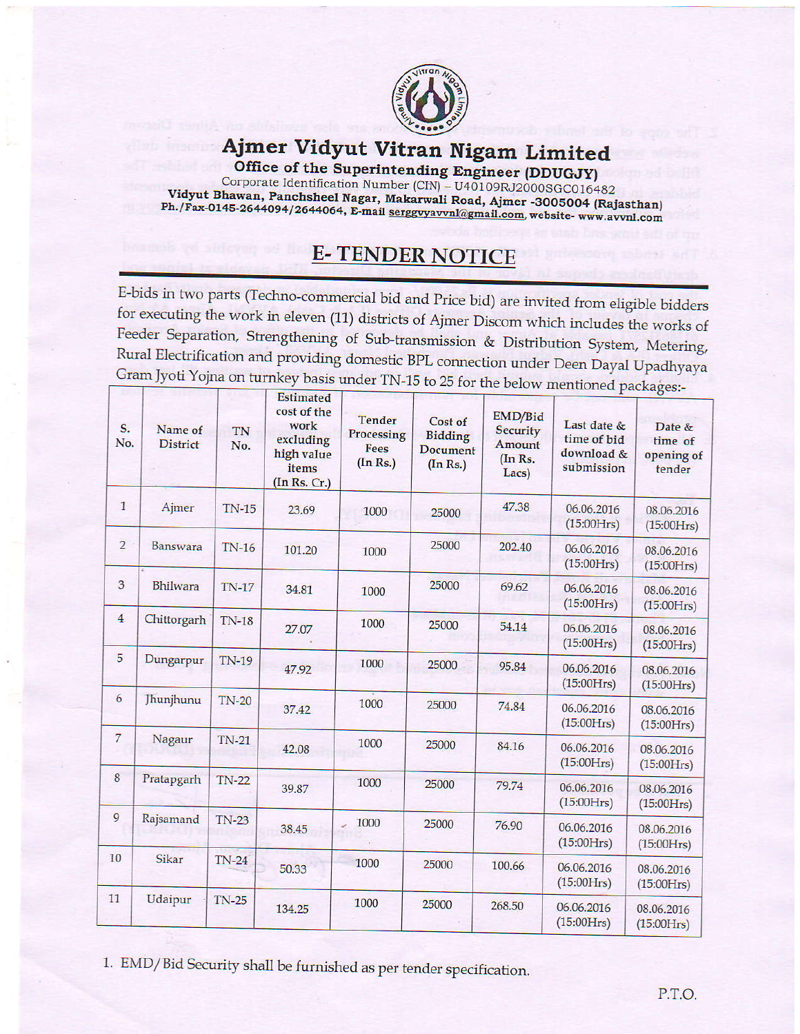# Ajmer Vidyut Vitran Nigam Limited

**Office of the Superintending Engineer (DDUGJY)**

Corporate Identification Number (CIN) – U40109RJ2000SGC016482

**Vidyut Bhawan, Panchsheel Nagar, Makarwali Road, Ajmer -3005004 (Rajasthan)**

**Ph./Fax-0145-2644094/2644064, E-mail** serggvyavvnl@gmail.com, **website- www.avvnl.com**

## E- TENDER NOTICE

E-bids in two parts (Techno-commercial bid and Price bid) are invited from eligible bidders for executing the work in eleven (11) districts of Ajmer Discom which includes the works of Feeder Separation, Strengthening of Sub-transmission & Distribution System, Metering, Rural Electrification and providing domestic BPL connection under Deen Dayal Upadhyaya Gram Jyoti Yojna on turnkey basis under TN-15 to 25 for the below mentioned packages:-

| S. No. | Name of District | TN No. | Estimated cost of the work excluding high value items (In Rs. Cr.) | Tender Processing Fees (In Rs.) | Cost of Bidding Document (In Rs.) | EMD/Bid Security Amount (In Rs. Lacs) | Last date & time of bid download & submission | Date & time of opening of tender |
|---|---|---|---|---|---|---|---|---|
| 1 | Ajmer | TN-15 | 23.69 | 1000 | 25000 | 47.38 | 06.06.2016 (15:00Hrs) | 08.06.2016 (15:00Hrs) |
| 2 | Banswara | TN-16 | 101.20 | 1000 | 25000 | 202.40 | 06.06.2016 (15:00Hrs) | 08.06.2016 (15:00Hrs) |
| 3 | Bhilwara | TN-17 | 34.81 | 1000 | 25000 | 69.62 | 06.06.2016 (15:00Hrs) | 08.06.2016 (15:00Hrs) |
| 4 | Chittorgarh | TN-18 | 27.07 | 1000 | 25000 | 54.14 | 06.06.2016 (15:00Hrs) | 08.06.2016 (15:00Hrs) |
| 5 | Dungarpur | TN-19 | 47.92 | 1000 | 25000 | 95.84 | 06.06.2016 (15:00Hrs) | 08.06.2016 (15:00Hrs) |
| 6 | Jhunjhunu | TN-20 | 37.42 | 1000 | 25000 | 74.84 | 06.06.2016 (15:00Hrs) | 08.06.2016 (15:00Hrs) |
| 7 | Nagaur | TN-21 | 42.08 | 1000 | 25000 | 84.16 | 06.06.2016 (15:00Hrs) | 08.06.2016 (15:00Hrs) |
| 8 | Pratapgarh | TN-22 | 39.87 | 1000 | 25000 | 79.74 | 06.06.2016 (15:00Hrs) | 08.06.2016 (15:00Hrs) |
| 9 | Rajsamand | TN-23 | 38.45 | 1000 | 25000 | 76.90 | 06.06.2016 (15:00Hrs) | 08.06.2016 (15:00Hrs) |
| 10 | Sikar | TN-24 | 50.33 | 1000 | 25000 | 100.66 | 06.06.2016 (15:00Hrs) | 08.06.2016 (15:00Hrs) |
| 11 | Udaipur | TN-25 | 134.25 | 1000 | 25000 | 268.50 | 06.06.2016 (15:00Hrs) | 08.06.2016 (15:00Hrs) |

1. EMD/Bid Security shall be furnished as per tender specification.

P.T.O.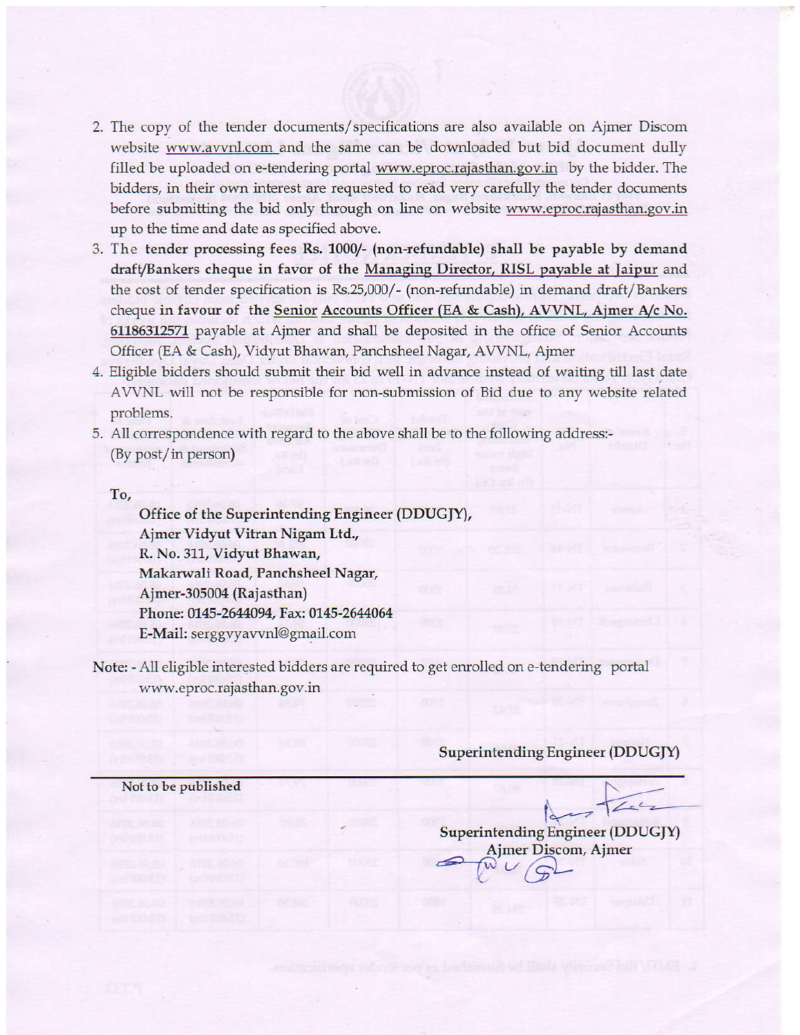2. The copy of the tender documents/specifications are also available on Ajmer Discom website www.avvnl.com and the same can be downloaded but bid document dully filled be uploaded on e-tendering portal www.eproc.rajasthan.gov.in by the bidder. The bidders, in their own interest are requested to read very carefully the tender documents before submitting the bid only through on line on website www.eproc.rajasthan.gov.in up to the time and date as specified above.
3. The **tender processing fees Rs. 1000/- (non-refundable) shall be payable by demand draft/Bankers cheque in favor of the Managing Director, RISL payable at Jaipur** and the cost of tender specification is Rs.25,000/- (non-refundable) in demand draft/Bankers cheque **in favour of the Senior Accounts Officer (EA & Cash), AVVNL, Ajmer A/c No. 61186312571** payable at Ajmer and shall be deposited in the office of Senior Accounts Officer (EA & Cash), Vidyut Bhawan, Panchsheel Nagar, AVVNL, Ajmer
4. Eligible bidders should submit their bid well in advance instead of waiting till last date AVVNL will not be responsible for non-submission of Bid due to any website related problems.
5. All correspondence with regard to the above shall be to the following address:-
(By post/in person)

To,

**Office of the Superintending Engineer (DDUGJY),**
**Ajmer Vidyut Vitran Nigam Ltd.,**
**R. No. 311, Vidyut Bhawan,**
**Makarwali Road, Panchsheel Nagar,**
**Ajmer-305004 (Rajasthan)**
**Phone: 0145-2644094, Fax: 0145-2644064**
**E-Mail:** serggvyavvnl@gmail.com

Note: - All eligible interested bidders are required to get enrolled on e-tendering portal www.eproc.rajasthan.gov.in

**Superintending Engineer (DDUGJY)**

---

Not to be published

**Superintending Engineer (DDUGJY)**
**Ajmer Discom, Ajmer**